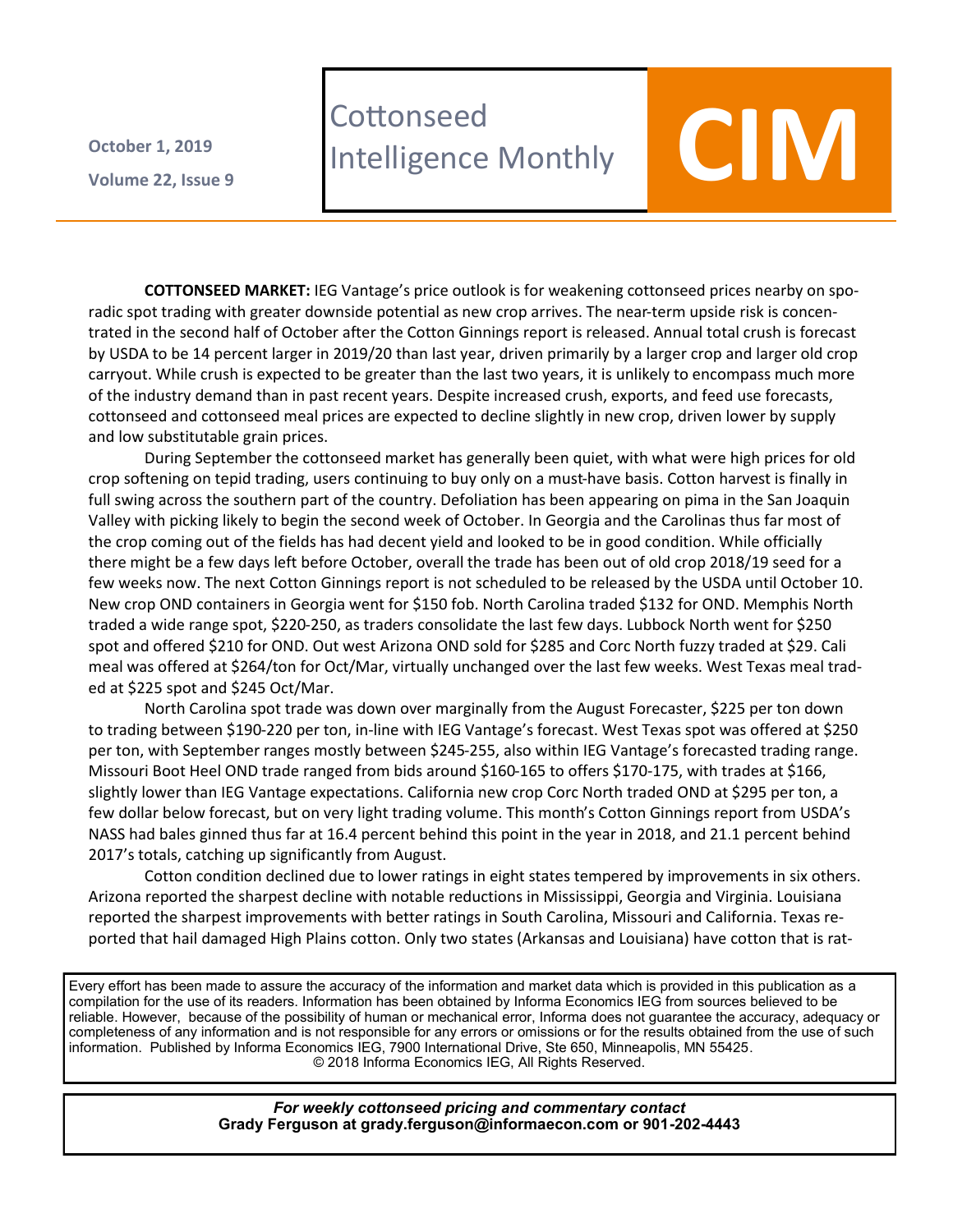October 1, 2019

Volume 22, Issue 9

# Cottonseed Intelligence Monthly

# CIM

**COTTONSEED MARKET:** IEG Vantage's price outlook is for weakening cottonseed prices nearby on sporadic spot trading with greater downside potential as new crop arrives. The near-term upside risk is concentrated in the second half of October after the Cotton Ginnings report is released. Annual total crush is forecast by USDA to be 14 percent larger in 2019/20 than last year, driven primarily by a larger crop and larger old crop carryout. While crush is expected to be greater than the last two years, it is unlikely to encompass much more of the industry demand than in past recent years. Despite increased crush, exports, and feed use forecasts, cottonseed and cottonseed meal prices are expected to decline slightly in new crop, driven lower by supply and low substitutable grain prices.

During September the cottonseed market has generally been quiet, with what were high prices for old crop softening on tepid trading, users continuing to buy only on a must-have basis. Cotton harvest is finally in full swing across the southern part of the country. Defoliation has been appearing on pima in the San Joaquin Valley with picking likely to begin the second week of October. In Georgia and the Carolinas thus far most of the crop coming out of the fields has had decent yield and looked to be in good condition. While officially there might be a few days left before October, overall the trade has been out of old crop 2018/19 seed for a few weeks now. The next Cotton Ginnings report is not scheduled to be released by the USDA until October 10. New crop OND containers in Georgia went for $150 fob. North Carolina traded $132 for OND. Memphis North traded a wide range spot, $220-250, as traders consolidate the last few days. Lubbock North went for $250 spot and offered $210 for OND. Out west Arizona OND sold for $285 and Corc North fuzzy traded at $29. Cali meal was offered at $264/ton for Oct/Mar, virtually unchanged over the last few weeks. West Texas meal traded at $225 spot and $245 Oct/Mar.

North Carolina spot trade was down over marginally from the August Forecaster, $225 per ton down to trading between $190-220 per ton, in-line with IEG Vantage's forecast. West Texas spot was offered at $250 per ton, with September ranges mostly between $245-255, also within IEG Vantage's forecasted trading range. Missouri Boot Heel OND trade ranged from bids around $160-165 to offers $170-175, with trades at $166, slightly lower than IEG Vantage expectations. California new crop Corc North traded OND at $295 per ton, a few dollar below forecast, but on very light trading volume. This month's Cotton Ginnings report from USDA's NASS had bales ginned thus far at 16.4 percent behind this point in the year in 2018, and 21.1 percent behind 2017's totals, catching up significantly from August.

Cotton condition declined due to lower ratings in eight states tempered by improvements in six others. Arizona reported the sharpest decline with notable reductions in Mississippi, Georgia and Virginia. Louisiana reported the sharpest improvements with better ratings in South Carolina, Missouri and California. Texas reported that hail damaged High Plains cotton. Only two states (Arkansas and Louisiana) have cotton that is rat-

Every effort has been made to assure the accuracy of the information and market data which is provided in this publication as a compilation for the use of its readers. Information has been obtained by Informa Economics IEG from sources believed to be reliable. However, because of the possibility of human or mechanical error, Informa does not guarantee the accuracy, adequacy or completeness of any information and is not responsible for any errors or omissions or for the results obtained from the use of such information. Published by Informa Economics IEG, 7900 International Drive, Ste 650, Minneapolis, MN 55425. © 2018 Informa Economics IEG, All Rights Reserved.

***For weekly cottonseed pricing and commentary contact***
**Grady Ferguson at grady.ferguson@informaecon.com or 901-202-4443**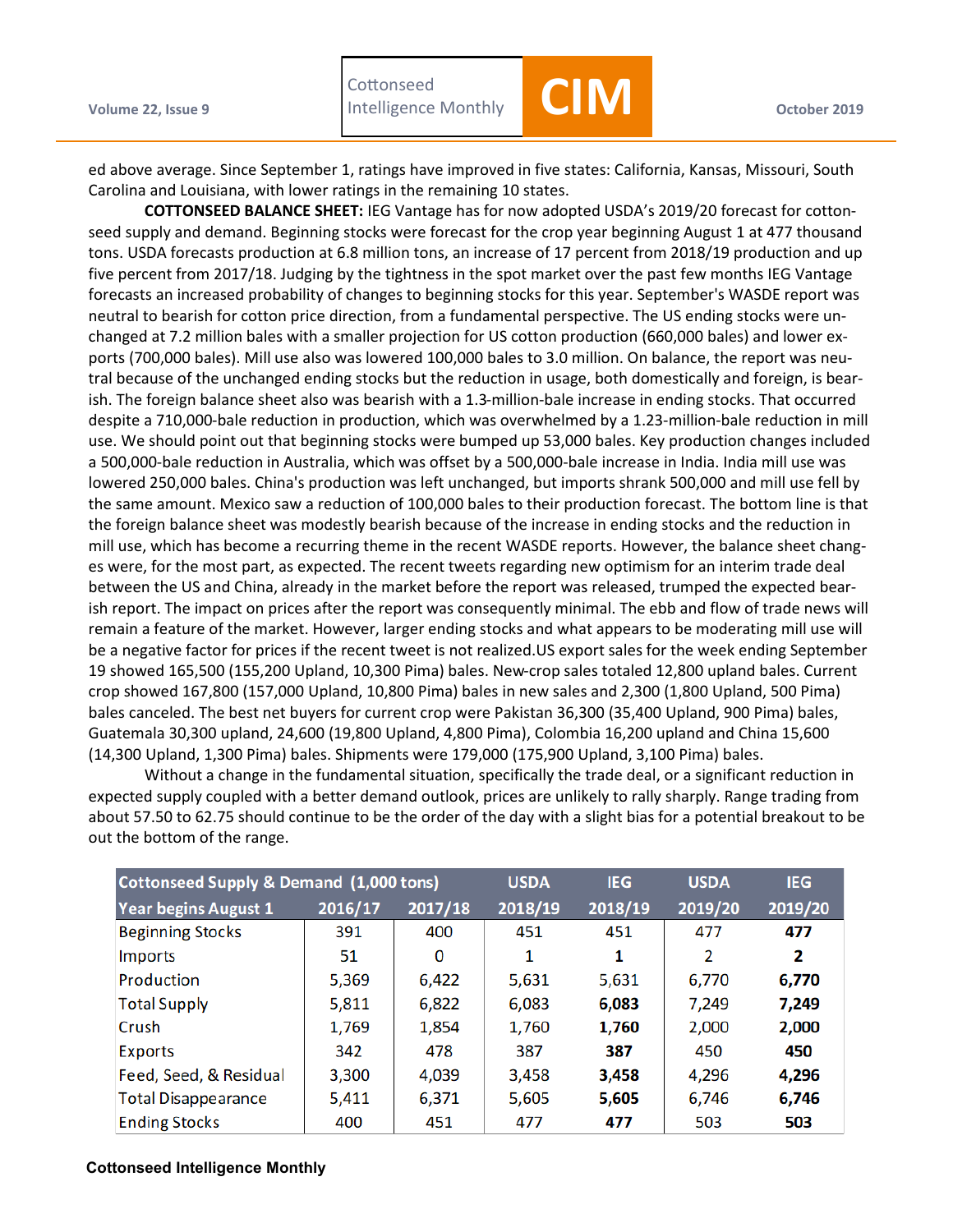ed above average. Since September 1, ratings have improved in five states: California, Kansas, Missouri, South Carolina and Louisiana, with lower ratings in the remaining 10 states.

**COTTONSEED BALANCE SHEET:** IEG Vantage has for now adopted USDA's 2019/20 forecast for cottonseed supply and demand. Beginning stocks were forecast for the crop year beginning August 1 at 477 thousand tons. USDA forecasts production at 6.8 million tons, an increase of 17 percent from 2018/19 production and up five percent from 2017/18. Judging by the tightness in the spot market over the past few months IEG Vantage forecasts an increased probability of changes to beginning stocks for this year. September's WASDE report was neutral to bearish for cotton price direction, from a fundamental perspective. The US ending stocks were unchanged at 7.2 million bales with a smaller projection for US cotton production (660,000 bales) and lower exports (700,000 bales). Mill use also was lowered 100,000 bales to 3.0 million. On balance, the report was neutral because of the unchanged ending stocks but the reduction in usage, both domestically and foreign, is bearish. The foreign balance sheet also was bearish with a 1.3-million-bale increase in ending stocks. That occurred despite a 710,000-bale reduction in production, which was overwhelmed by a 1.23-million-bale reduction in mill use. We should point out that beginning stocks were bumped up 53,000 bales. Key production changes included a 500,000-bale reduction in Australia, which was offset by a 500,000-bale increase in India. India mill use was lowered 250,000 bales. China's production was left unchanged, but imports shrank 500,000 and mill use fell by the same amount. Mexico saw a reduction of 100,000 bales to their production forecast. The bottom line is that the foreign balance sheet was modestly bearish because of the increase in ending stocks and the reduction in mill use, which has become a recurring theme in the recent WASDE reports. However, the balance sheet changes were, for the most part, as expected. The recent tweets regarding new optimism for an interim trade deal between the US and China, already in the market before the report was released, trumped the expected bearish report. The impact on prices after the report was consequently minimal. The ebb and flow of trade news will remain a feature of the market. However, larger ending stocks and what appears to be moderating mill use will be a negative factor for prices if the recent tweet is not realized.US export sales for the week ending September 19 showed 165,500 (155,200 Upland, 10,300 Pima) bales. New-crop sales totaled 12,800 upland bales. Current crop showed 167,800 (157,000 Upland, 10,800 Pima) bales in new sales and 2,300 (1,800 Upland, 500 Pima) bales canceled. The best net buyers for current crop were Pakistan 36,300 (35,400 Upland, 900 Pima) bales, Guatemala 30,300 upland, 24,600 (19,800 Upland, 4,800 Pima), Colombia 16,200 upland and China 15,600 (14,300 Upland, 1,300 Pima) bales. Shipments were 179,000 (175,900 Upland, 3,100 Pima) bales.

Without a change in the fundamental situation, specifically the trade deal, or a significant reduction in expected supply coupled with a better demand outlook, prices are unlikely to rally sharply. Range trading from about 57.50 to 62.75 should continue to be the order of the day with a slight bias for a potential breakout to be out the bottom of the range.

| Cottonseed Supply & Demand (1,000 tons) | | | USDA | IEG | USDA | IEG |
|---|---|---|---|---|---|---|
| Year begins August 1 | 2016/17 | 2017/18 | 2018/19 | 2018/19 | 2019/20 | 2019/20 |
| Beginning Stocks | 391 | 400 | 451 | 451 | 477 | **477** |
| Imports | 51 | 0 | 1 | **1** | 2 | **2** |
| Production | 5,369 | 6,422 | 5,631 | 5,631 | 6,770 | **6,770** |
| Total Supply | 5,811 | 6,822 | 6,083 | **6,083** | 7,249 | **7,249** |
| Crush | 1,769 | 1,854 | 1,760 | **1,760** | 2,000 | **2,000** |
| Exports | 342 | 478 | 387 | **387** | 450 | **450** |
| Feed, Seed, & Residual | 3,300 | 4,039 | 3,458 | **3,458** | 4,296 | **4,296** |
| Total Disappearance | 5,411 | 6,371 | 5,605 | **5,605** | 6,746 | **6,746** |
| Ending Stocks | 400 | 451 | 477 | **477** | 503 | **503** |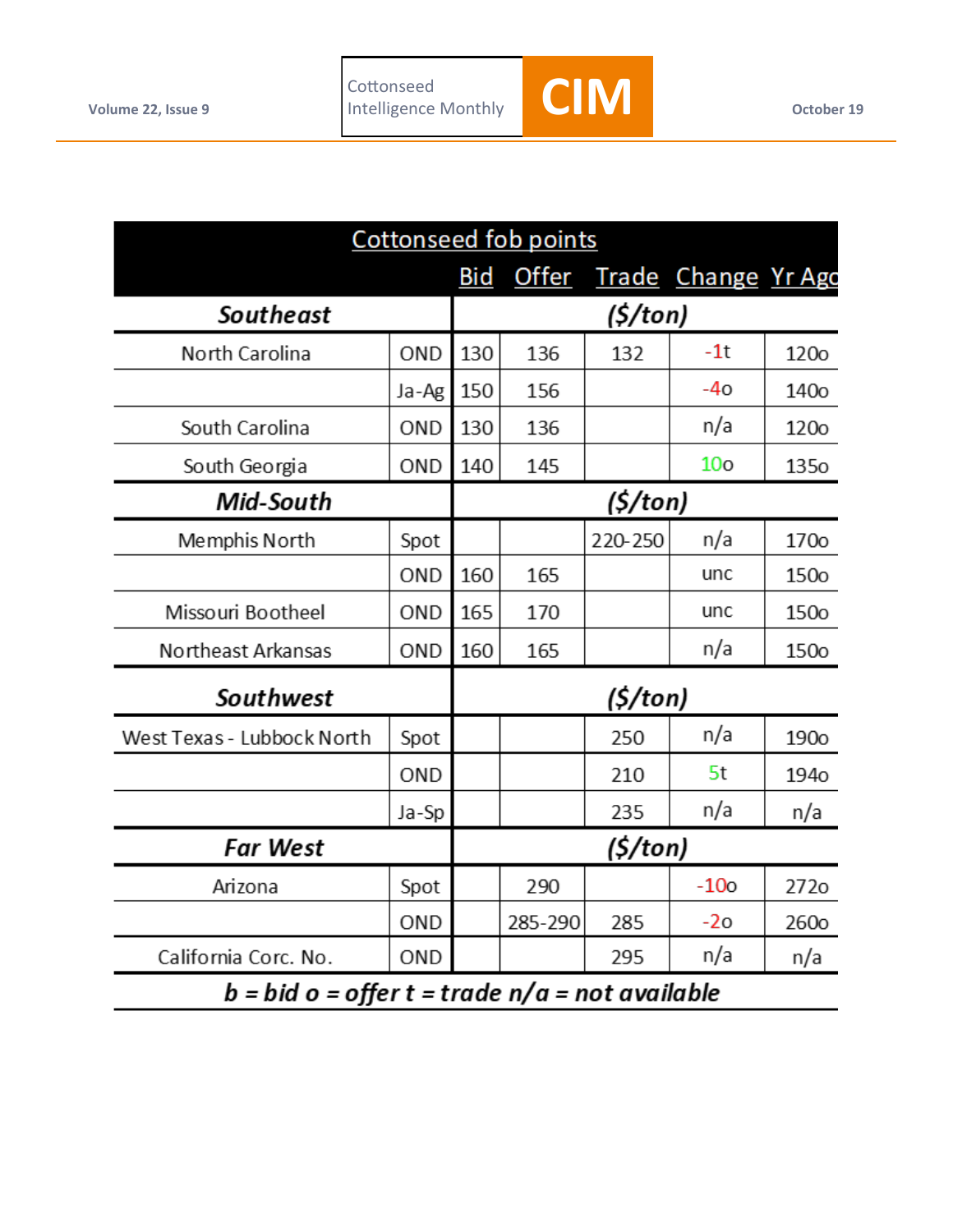| Cottonseed fob points | | Bid | Offer | Trade | Change | Yr Ago |
|---|---|---|---|---|---|---|
| ***Southeast*** | | ***($/ton)*** | | | | |
| North Carolina | OND | 130 | 136 | 132 | -1t | 120o |
| | Ja-Ag | 150 | 156 | | -4o | 140o |
| South Carolina | OND | 130 | 136 | | n/a | 120o |
| South Georgia | OND | 140 | 145 | | 10o | 135o |
| ***Mid-South*** | | ***($/ton)*** | | | | |
| Memphis North | Spot | | | 220-250 | n/a | 170o |
| | OND | 160 | 165 | | unc | 150o |
| Missouri Bootheel | OND | 165 | 170 | | unc | 150o |
| Northeast Arkansas | OND | 160 | 165 | | n/a | 150o |
| ***Southwest*** | | ***($/ton)*** | | | | |
| West Texas - Lubbock North | Spot | | | 250 | n/a | 190o |
| | OND | | | 210 | 5t | 194o |
| | Ja-Sp | | | 235 | n/a | n/a |
| ***Far West*** | | ***($/ton)*** | | | | |
| Arizona | Spot | | 290 | | -10o | 272o |
| | OND | | 285-290 | 285 | -2o | 260o |
| California Corc. No. | OND | | | 295 | n/a | n/a |

***b = bid o = offer t = trade n/a = not available***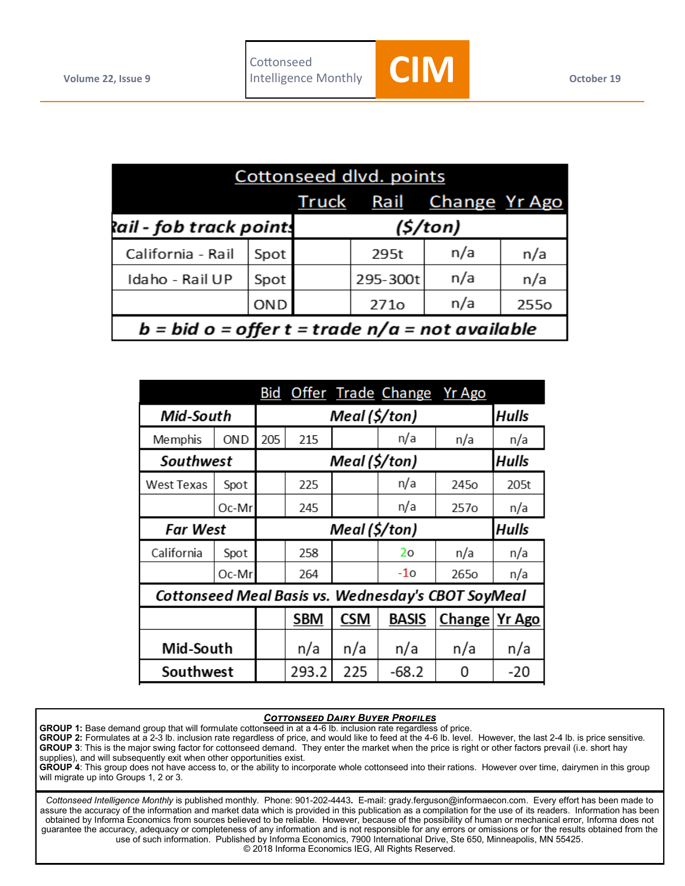| Cottonseed dlvd. points | | | | | |
| --- | --- | --- | --- | --- | --- |
| | | Truck | Rail | Change | Yr Ago |
| Rail - fob track points | | ($/ton) | | | |
| California - Rail | Spot | | 295t | n/a | n/a |
| Idaho - Rail UP | Spot | | 295-300t | n/a | n/a |
| | OND | | 271o | n/a | 255o |
| b = bid o = offer t = trade n/a = not available | | | | | |

| | | Bid | Offer | Trade | Change | Yr Ago | |
| --- | --- | --- | --- | --- | --- | --- | --- |
| Mid-South | | Meal ($/ton) | | | | | Hulls |
| Memphis | OND | 205 | 215 | | n/a | n/a | n/a |
| Southwest | | Meal ($/ton) | | | | | Hulls |
| West Texas | Spot | | 225 | | n/a | 245o | 205t |
| | Oc-Mr | | 245 | | n/a | 257o | n/a |
| Far West | | Meal ($/ton) | | | | | Hulls |
| California | Spot | | 258 | | 2o | n/a | n/a |
| | Oc-Mr | | 264 | | -1o | 265o | n/a |

**Cottonseed Meal Basis vs. Wednesday's CBOT SoyMeal**

| | | SBM | CSM | BASIS | Change | Yr Ago |
| --- | --- | --- | --- | --- | --- | --- |
| Mid-South | | n/a | n/a | n/a | n/a | n/a |
| Southwest | | 293.2 | 225 | -68.2 | 0 | -20 |

***Cottonseed Dairy Buyer Profiles***

**GROUP 1:** Base demand group that will formulate cottonseed in at a 4-6 lb. inclusion rate regardless of price.
**GROUP 2:** Formulates at a 2-3 lb. inclusion rate regardless of price, and would like to feed at the 4-6 lb. level. However, the last 2-4 lb. is price sensitive.
**GROUP 3**: This is the major swing factor for cottonseed demand. They enter the market when the price is right or other factors prevail (i.e. short hay supplies), and will subsequently exit when other opportunities exist.
**GROUP 4**: This group does not have access to, or the ability to incorporate whole cottonseed into their rations. However over time, dairymen in this group will migrate up into Groups 1, 2 or 3.

*Cottonseed Intelligence Monthly* is published monthly. Phone: 901-202-4443**.** E-mail: grady.ferguson@informaecon.com. Every effort has been made to assure the accuracy of the information and market data which is provided in this publication as a compilation for the use of its readers. Information has been obtained by Informa Economics from sources believed to be reliable. However, because of the possibility of human or mechanical error, Informa does not guarantee the accuracy, adequacy or completeness of any information and is not responsible for any errors or omissions or for the results obtained from the use of such information. Published by Informa Economics, 7900 International Drive, Ste 650, Minneapolis, MN 55425.
© 2018 Informa Economics IEG, All Rights Reserved.